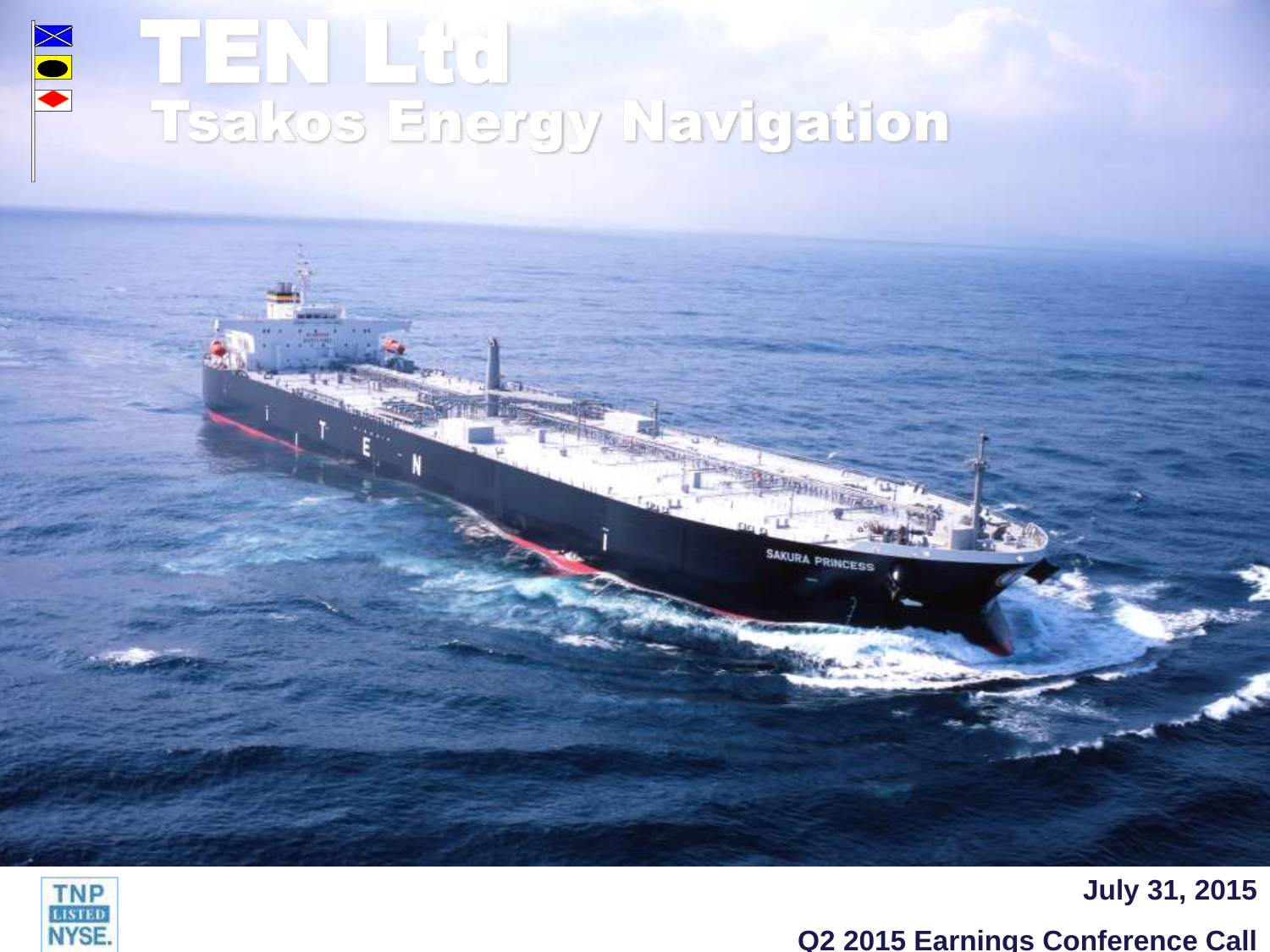# TEN Ltd
## Tsakos Energy Navigation

TNP LISTED NYSE.

**July 31, 2015**

**Q2 2015 Earnings Conference Call**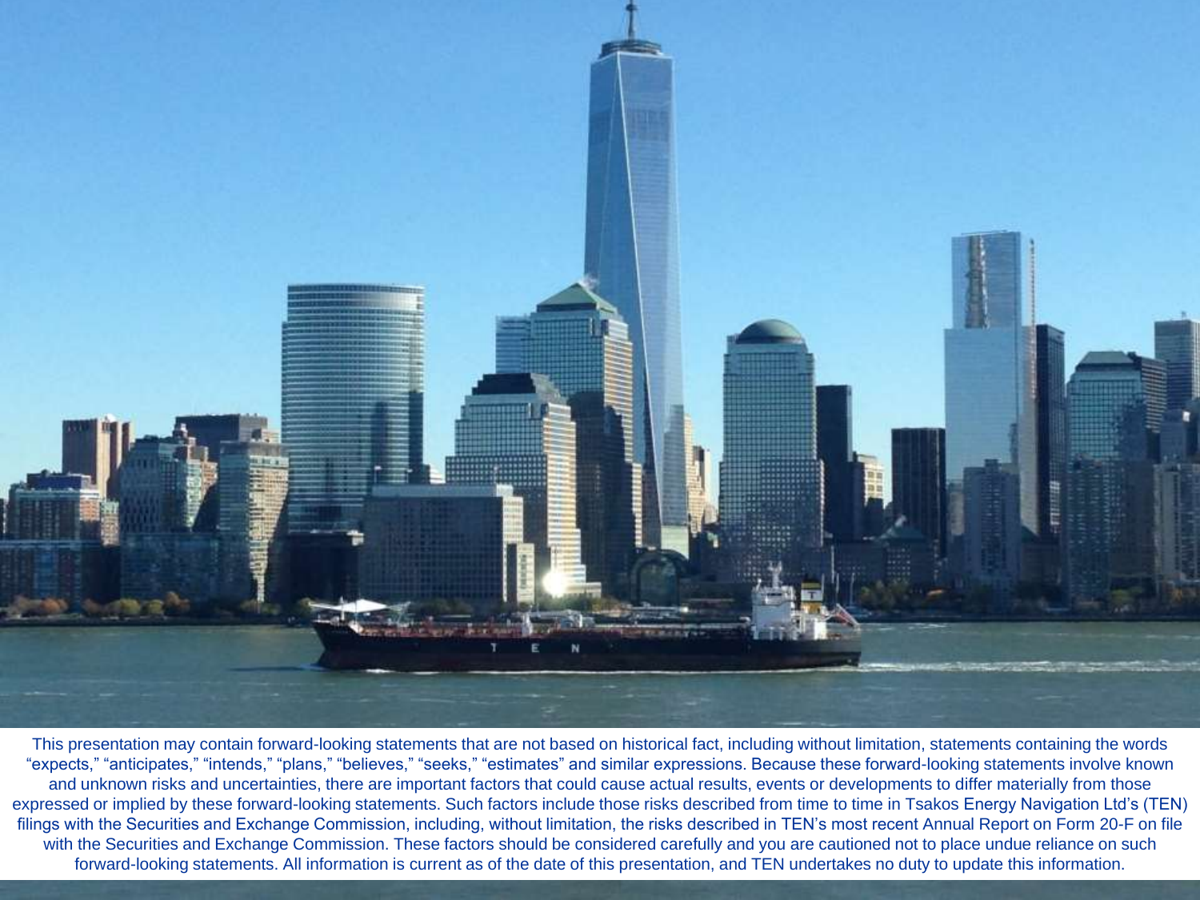This presentation may contain forward-looking statements that are not based on historical fact, including without limitation, statements containing the words "expects," "anticipates," "intends," "plans," "believes," "seeks," "estimates" and similar expressions. Because these forward-looking statements involve known and unknown risks and uncertainties, there are important factors that could cause actual results, events or developments to differ materially from those expressed or implied by these forward-looking statements. Such factors include those risks described from time to time in Tsakos Energy Navigation Ltd's (TEN) filings with the Securities and Exchange Commission, including, without limitation, the risks described in TEN's most recent Annual Report on Form 20-F on file with the Securities and Exchange Commission. These factors should be considered carefully and you are cautioned not to place undue reliance on such forward-looking statements. All information is current as of the date of this presentation, and TEN undertakes no duty to update this information.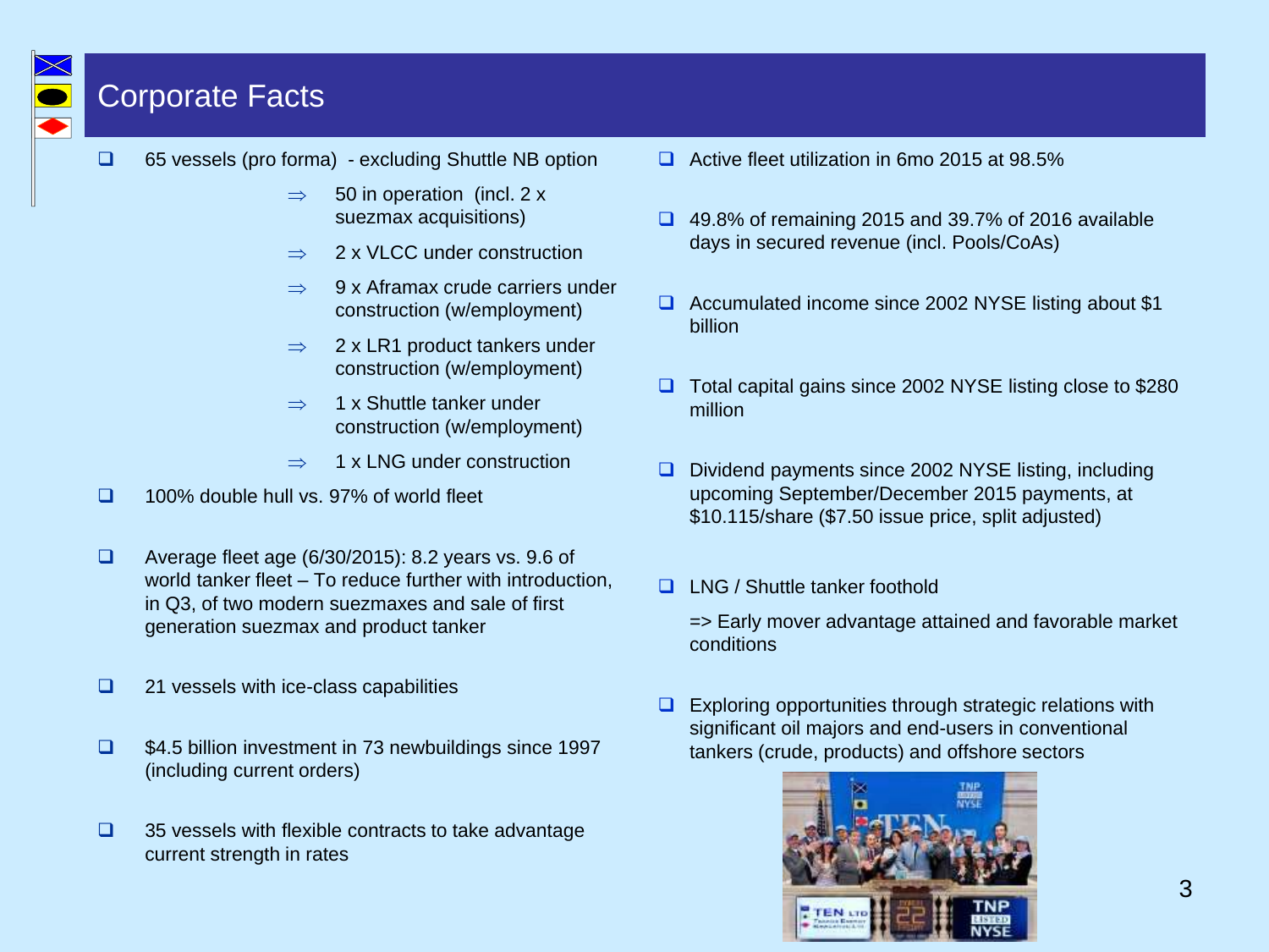# Corporate Facts

- 65 vessels (pro forma) - excluding Shuttle NB option
  - ⇒ 50 in operation (incl. 2 x suezmax acquisitions)
  - ⇒ 2 x VLCC under construction
  - ⇒ 9 x Aframax crude carriers under construction (w/employment)
  - ⇒ 2 x LR1 product tankers under construction (w/employment)
  - ⇒ 1 x Shuttle tanker under construction (w/employment)
  - ⇒ 1 x LNG under construction
- 100% double hull vs. 97% of world fleet
- Average fleet age (6/30/2015): 8.2 years vs. 9.6 of world tanker fleet – To reduce further with introduction, in Q3, of two modern suezmaxes and sale of first generation suezmax and product tanker
- 21 vessels with ice-class capabilities
- $4.5 billion investment in 73 newbuildings since 1997 (including current orders)
- 35 vessels with flexible contracts to take advantage current strength in rates
- Active fleet utilization in 6mo 2015 at 98.5%
- 49.8% of remaining 2015 and 39.7% of 2016 available days in secured revenue (incl. Pools/CoAs)
- Accumulated income since 2002 NYSE listing about $1 billion
- Total capital gains since 2002 NYSE listing close to $280 million
- Dividend payments since 2002 NYSE listing, including upcoming September/December 2015 payments, at $10.115/share ($7.50 issue price, split adjusted)
- LNG / Shuttle tanker foothold

  => Early mover advantage attained and favorable market conditions
- Exploring opportunities through strategic relations with significant oil majors and end-users in conventional tankers (crude, products) and offshore sectors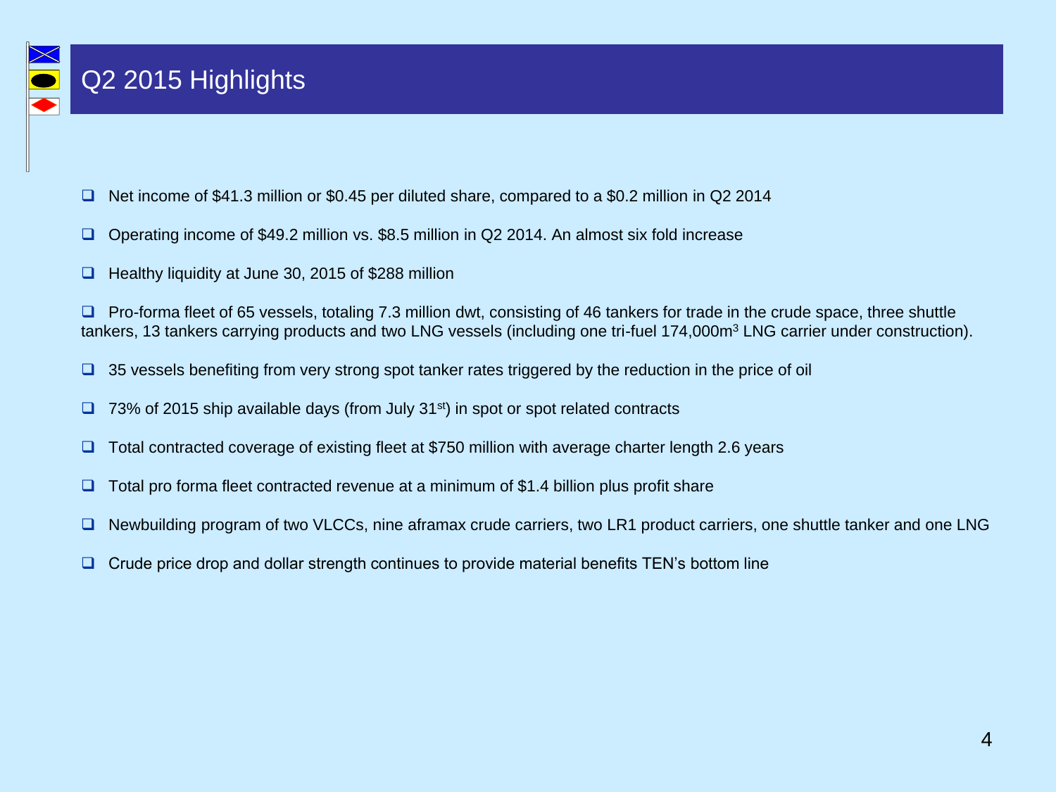# Q2 2015 Highlights

- Net income of $41.3 million or $0.45 per diluted share, compared to a $0.2 million in Q2 2014
- Operating income of $49.2 million vs. $8.5 million in Q2 2014. An almost six fold increase
- Healthy liquidity at June 30, 2015 of $288 million
- Pro-forma fleet of 65 vessels, totaling 7.3 million dwt, consisting of 46 tankers for trade in the crude space, three shuttle tankers, 13 tankers carrying products and two LNG vessels (including one tri-fuel 174,000m$^3$ LNG carrier under construction).
- 35 vessels benefiting from very strong spot tanker rates triggered by the reduction in the price of oil
- 73% of 2015 ship available days (from July 31st) in spot or spot related contracts
- Total contracted coverage of existing fleet at $750 million with average charter length 2.6 years
- Total pro forma fleet contracted revenue at a minimum of $1.4 billion plus profit share
- Newbuilding program of two VLCCs, nine aframax crude carriers, two LR1 product carriers, one shuttle tanker and one LNG
- Crude price drop and dollar strength continues to provide material benefits TEN's bottom line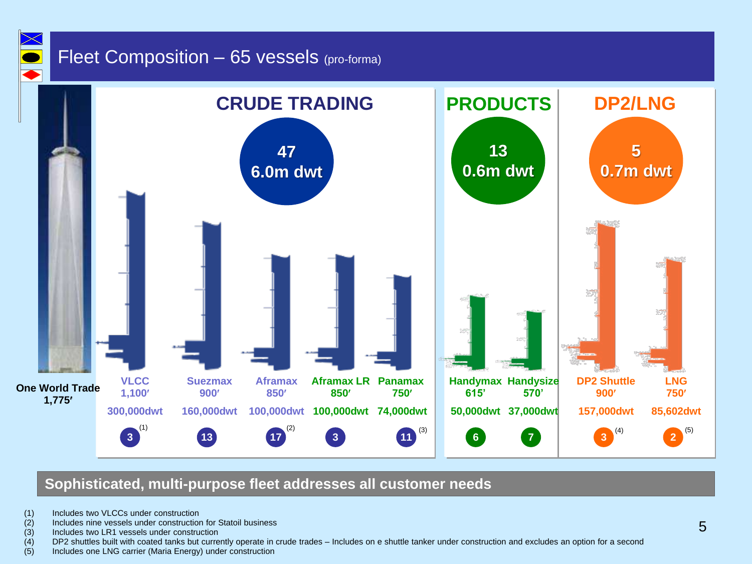# Fleet Composition – 65 vessels (pro-forma)

## CRUDE TRADING

47
6.0m dwt

VLCC
1,100′
300,000dwt
3 [1]

Suezmax
900′
160,000dwt
13

Aframax
850′
100,000dwt
17 [2]

Aframax LR
850′
100,000dwt
3

Panamax
750′
74,000dwt
11 [3]

## PRODUCTS

13
0.6m dwt

Handymax
615’
50,000dwt
6

Handysize
570’
37,000dwt
7

## DP2/LNG

5
0.7m dwt

DP2 Shuttle
900′
157,000dwt
3 [4]

LNG
750′
85,602dwt
2 [5]

One World Trade
1,775′

**Sophisticated, multi-purpose fleet addresses all customer needs**

(1) Includes two VLCCs under construction
(2) Includes nine vessels under construction for Statoil business
(3) Includes two LR1 vessels under construction
(4) DP2 shuttles built with coated tanks but currently operate in crude trades – Includes on e shuttle tanker under construction and excludes an option for a second
(5) Includes one LNG carrier (Maria Energy) under construction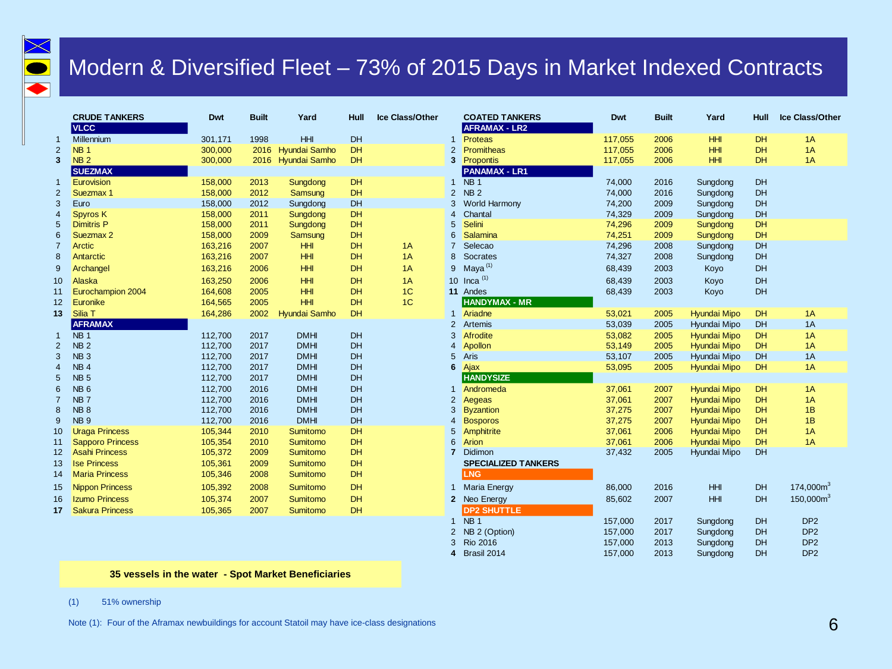# Modern & Diversified Fleet – 73% of 2015 Days in Market Indexed Contracts

| | CRUDE TANKERS | Dwt | Built | Yard | Hull | Ice Class/Other |
|---|---|---|---|---|---|---|
| | **VLCC** | | | | | |
| 1 | Millennium | 301,171 | 1998 | HHI | DH | |
| 2 | NB 1 | 300,000 | 2016 | Hyundai Samho | DH | |
| **3** | NB 2 | 300,000 | 2016 | Hyundai Samho | DH | |
| | **SUEZMAX** | | | | | |
| 1 | Eurovision | 158,000 | 2013 | Sungdong | DH | |
| 2 | Suezmax 1 | 158,000 | 2012 | Samsung | DH | |
| 3 | Euro | 158,000 | 2012 | Sungdong | DH | |
| 4 | Spyros K | 158,000 | 2011 | Sungdong | DH | |
| 5 | Dimitris P | 158,000 | 2011 | Sungdong | DH | |
| 6 | Suezmax 2 | 158,000 | 2009 | Samsung | DH | |
| 7 | Arctic | 163,216 | 2007 | HHI | DH | 1A |
| 8 | Antarctic | 163,216 | 2007 | HHI | DH | 1A |
| 9 | Archangel | 163,216 | 2006 | HHI | DH | 1A |
| 10 | Alaska | 163,250 | 2006 | HHI | DH | 1A |
| 11 | Eurochampion 2004 | 164,608 | 2005 | HHI | DH | 1C |
| 12 | Euronike | 164,565 | 2005 | HHI | DH | 1C |
| **13** | Silia T | 164,286 | 2002 | Hyundai Samho | DH | |
| | **AFRAMAX** | | | | | |
| 1 | NB 1 | 112,700 | 2017 | DMHI | DH | |
| 2 | NB 2 | 112,700 | 2017 | DMHI | DH | |
| 3 | NB 3 | 112,700 | 2017 | DMHI | DH | |
| 4 | NB 4 | 112,700 | 2017 | DMHI | DH | |
| 5 | NB 5 | 112,700 | 2017 | DMHI | DH | |
| 6 | NB 6 | 112,700 | 2016 | DMHI | DH | |
| 7 | NB 7 | 112,700 | 2016 | DMHI | DH | |
| 8 | NB 8 | 112,700 | 2016 | DMHI | DH | |
| 9 | NB 9 | 112,700 | 2016 | DMHI | DH | |
| 10 | Uraga Princess | 105,344 | 2010 | Sumitomo | DH | |
| 11 | Sapporo Princess | 105,354 | 2010 | Sumitomo | DH | |
| 12 | Asahi Princess | 105,372 | 2009 | Sumitomo | DH | |
| 13 | Ise Princess | 105,361 | 2009 | Sumitomo | DH | |
| 14 | Maria Princess | 105,346 | 2008 | Sumitomo | DH | |
| 15 | Nippon Princess | 105,392 | 2008 | Sumitomo | DH | |
| 16 | Izumo Princess | 105,374 | 2007 | Sumitomo | DH | |
| **17** | Sakura Princess | 105,365 | 2007 | Sumitomo | DH | |

| | COATED TANKERS | Dwt | Built | Yard | Hull | Ice Class/Other |
|---|---|---|---|---|---|---|
| | **AFRAMAX - LR2** | | | | | |
| 1 | Proteas | 117,055 | 2006 | HHI | DH | 1A |
| 2 | Promitheas | 117,055 | 2006 | HHI | DH | 1A |
| **3** | Propontis | 117,055 | 2006 | HHI | DH | 1A |
| | **PANAMAX - LR1** | | | | | |
| 1 | NB 1 | 74,000 | 2016 | Sungdong | DH | |
| 2 | NB 2 | 74,000 | 2016 | Sungdong | DH | |
| 3 | World Harmony | 74,200 | 2009 | Sungdong | DH | |
| 4 | Chantal | 74,329 | 2009 | Sungdong | DH | |
| 5 | Selini | 74,296 | 2009 | Sungdong | DH | |
| 6 | Salamina | 74,251 | 2009 | Sungdong | DH | |
| 7 | Selecao | 74,296 | 2008 | Sungdong | DH | |
| 8 | Socrates | 74,327 | 2008 | Sungdong | DH | |
| 9 | Maya [(1)] | 68,439 | 2003 | Koyo | DH | |
| 10 | Inca [(1)] | 68,439 | 2003 | Koyo | DH | |
| **11** | Andes | 68,439 | 2003 | Koyo | DH | |
| | **HANDYMAX - MR** | | | | | |
| 1 | Ariadne | 53,021 | 2005 | Hyundai Mipo | DH | 1A |
| 2 | Artemis | 53,039 | 2005 | Hyundai Mipo | DH | 1A |
| 3 | Afrodite | 53,082 | 2005 | Hyundai Mipo | DH | 1A |
| 4 | Apollon | 53,149 | 2005 | Hyundai Mipo | DH | 1A |
| 5 | Aris | 53,107 | 2005 | Hyundai Mipo | DH | 1A |
| **6** | Ajax | 53,095 | 2005 | Hyundai Mipo | DH | 1A |
| | **HANDYSIZE** | | | | | |
| 1 | Andromeda | 37,061 | 2007 | Hyundai Mipo | DH | 1A |
| 2 | Aegeas | 37,061 | 2007 | Hyundai Mipo | DH | 1A |
| 3 | Byzantion | 37,275 | 2007 | Hyundai Mipo | DH | 1B |
| 4 | Bosporos | 37,275 | 2007 | Hyundai Mipo | DH | 1B |
| 5 | Amphitrite | 37,061 | 2006 | Hyundai Mipo | DH | 1A |
| 6 | Arion | 37,061 | 2006 | Hyundai Mipo | DH | 1A |
| **7** | Didimon | 37,432 | 2005 | Hyundai Mipo | DH | |
| | **SPECIALIZED TANKERS** | | | | | |
| | **LNG** | | | | | |
| 1 | Maria Energy | 86,000 | 2016 | HHI | DH | 174,000m$^3$ |
| **2** | Neo Energy | 85,602 | 2007 | HHI | DH | 150,000m$^3$ |
| | **DP2 SHUTTLE** | | | | | |
| 1 | NB 1 | 157,000 | 2017 | Sungdong | DH | DP2 |
| 2 | NB 2 (Option) | 157,000 | 2017 | Sungdong | DH | DP2 |
| 3 | Rio 2016 | 157,000 | 2013 | Sungdong | DH | DP2 |
| **4** | Brasil 2014 | 157,000 | 2013 | Sungdong | DH | DP2 |

**35 vessels in the water - Spot Market Beneficiaries**

(1) 51% ownership

Note (1): Four of the Aframax newbuildings for account Statoil may have ice-class designations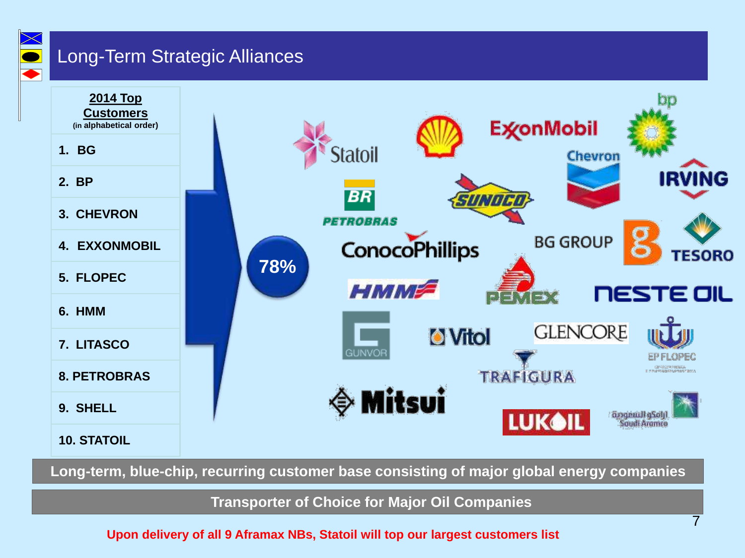# Long-Term Strategic Alliances

**2014 Top Customers**
(in alphabetical order)

1. BG
2. BP
3. CHEVRON
4. EXXONMOBIL
5. FLOPEC
6. HMM
7. LITASCO
8. PETROBRAS
9. SHELL
10. STATOIL

78%

Statoil, Shell, ExxonMobil, bp, Chevron, IRVING, BR PETROBRAS, SUNOCO, ConocoPhillips, BG GROUP, TESORO, HMM, PEMEX, NESTE OIL, GUNVOR, Vitol, GLENCORE, EP FLOPEC, TRAFIGURA, Mitsui, LUKOIL, Saudi Aramco

**Long-term, blue-chip, recurring customer base consisting of major global energy companies**

**Transporter of Choice for Major Oil Companies**

**Upon delivery of all 9 Aframax NBs, Statoil will top our largest customers list**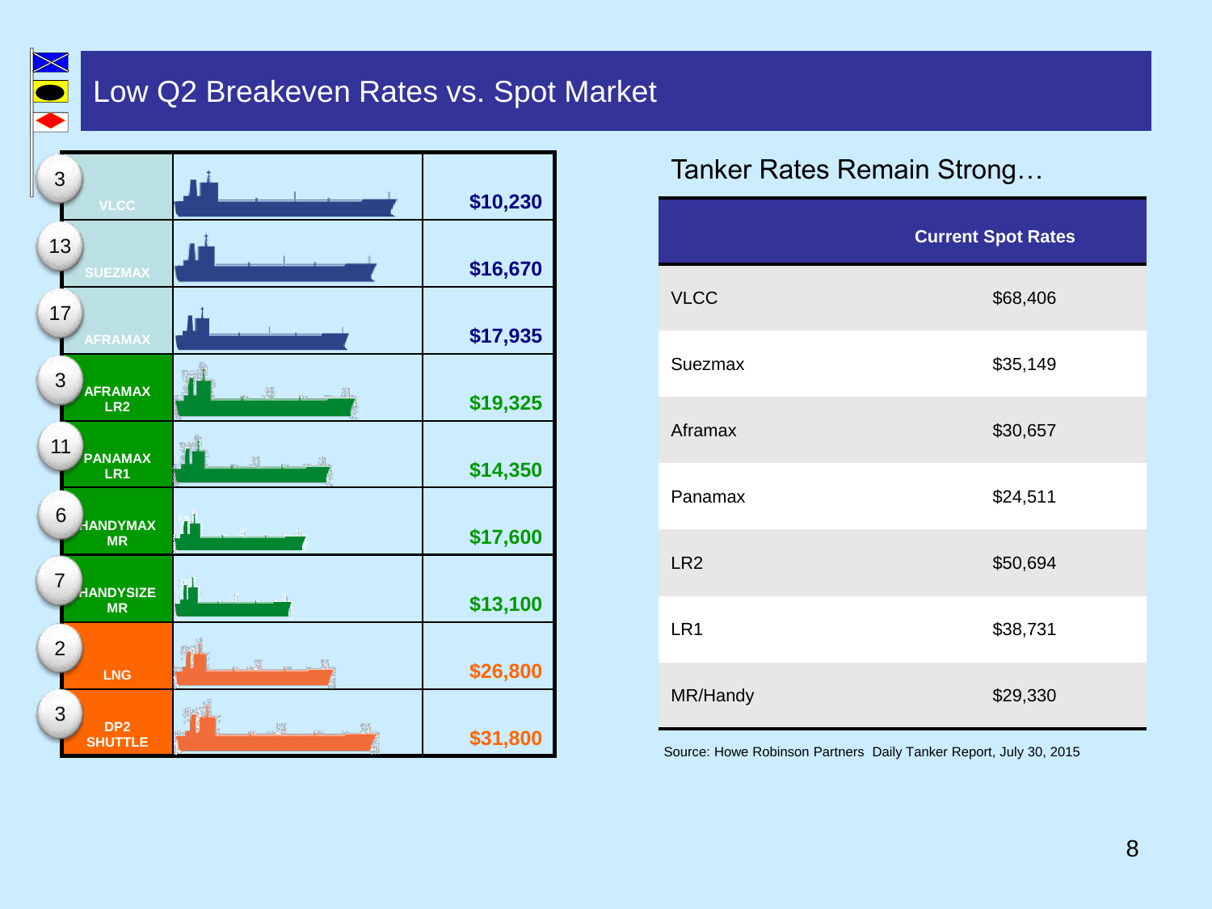# Low Q2 Breakeven Rates vs. Spot Market

| | | |
|---|---|---|
| 3 | VLCC | $10,230 |
| 13 | SUEZMAX | $16,670 |
| 17 | AFRAMAX | $17,935 |
| 3 | AFRAMAX LR2 | $19,325 |
| 11 | PANAMAX LR1 | $14,350 |
| 6 | HANDYMAX MR | $17,600 |
| 7 | HANDYSIZE MR | $13,100 |
| 2 | LNG | $26,800 |
| 3 | DP2 SHUTTLE | $31,800 |

## Tanker Rates Remain Strong…

| | Current Spot Rates |
|---|---|
| VLCC | $68,406 |
| Suezmax | $35,149 |
| Aframax | $30,657 |
| Panamax | $24,511 |
| LR2 | $50,694 |
| LR1 | $38,731 |
| MR/Handy | $29,330 |

Source: Howe Robinson Partners Daily Tanker Report, July 30, 2015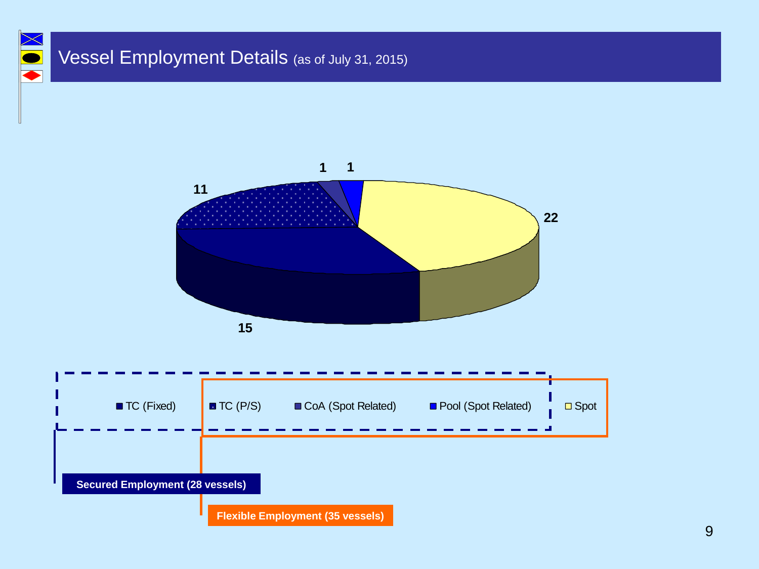# Vessel Employment Details (as of July 31, 2015)

1
1
11
22
15

TC (Fixed)
TC (P/S)
CoA (Spot Related)
Pool (Spot Related)
Spot

**Secured Employment (28 vessels)**

**Flexible Employment (35 vessels)**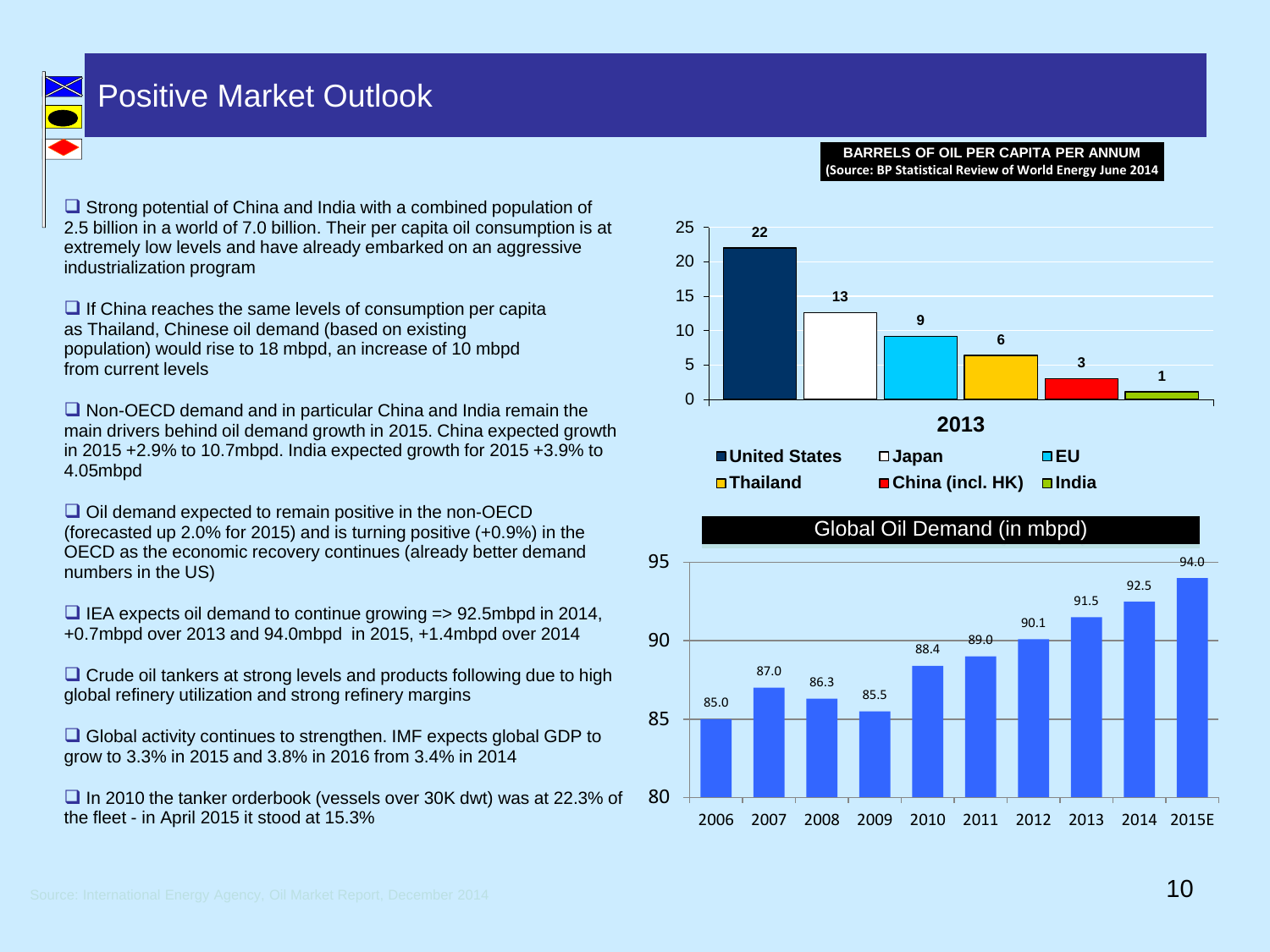# Positive Market Outlook

- Strong potential of China and India with a combined population of 2.5 billion in a world of 7.0 billion. Their per capita oil consumption is at extremely low levels and have already embarked on an aggressive industrialization program

- If China reaches the same levels of consumption per capita as Thailand, Chinese oil demand (based on existing population) would rise to 18 mbpd, an increase of 10 mbpd from current levels

- Non-OECD demand and in particular China and India remain the main drivers behind oil demand growth in 2015. China expected growth in 2015 +2.9% to 10.7mbpd. India expected growth for 2015 +3.9% to 4.05mbpd

- Oil demand expected to remain positive in the non-OECD (forecasted up 2.0% for 2015) and is turning positive (+0.9%) in the OECD as the economic recovery continues (already better demand numbers in the US)

- IEA expects oil demand to continue growing => 92.5mbpd in 2014, +0.7mbpd over 2013 and 94.0mbpd in 2015, +1.4mbpd over 2014

- Crude oil tankers at strong levels and products following due to high global refinery utilization and strong refinery margins

- Global activity continues to strengthen. IMF expects global GDP to grow to 3.3% in 2015 and 3.8% in 2016 from 3.4% in 2014

- In 2010 the tanker orderbook (vessels over 30K dwt) was at 22.3% of the fleet - in April 2015 it stood at 15.3%

**BARRELS OF OIL PER CAPITA PER ANNUM**
**(Source: BP Statistical Review of World Energy June 2014**

0
5
10
15
20
25
22
13
9
6
3
1
2013
United States
Japan
EU
Thailand
China (incl. HK)
India

Global Oil Demand (in mbpd)

80
85
90
95
85.0
87.0
86.3
85.5
88.4
89.0
90.1
91.5
92.5
94.0
2006
2007
2008
2009
2010
2011
2012
2013
2014
2015E

Source: International Energy Agency, Oil Market Report, December 2014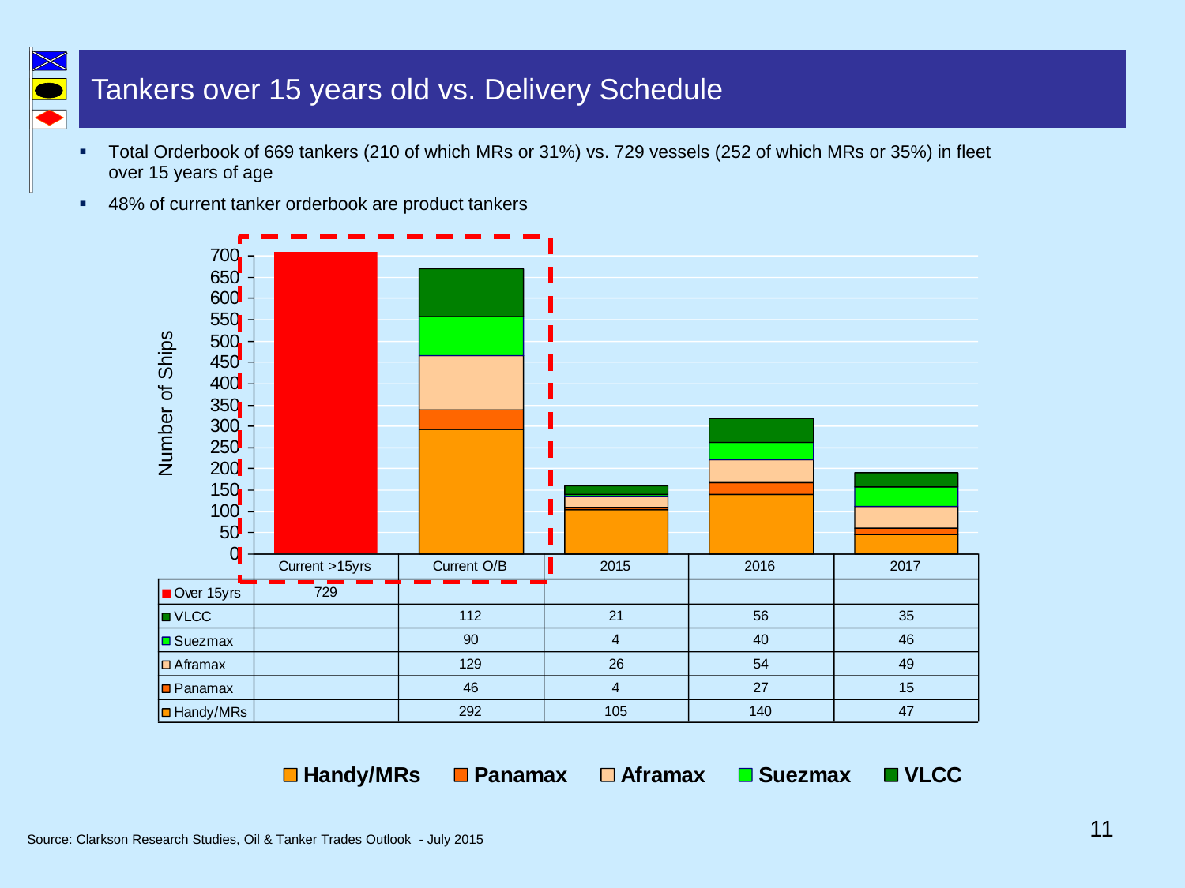# Tankers over 15 years old vs. Delivery Schedule

- Total Orderbook of 669 tankers (210 of which MRs or 31%) vs. 729 vessels (252 of which MRs or 35%) in fleet over 15 years of age
- 48% of current tanker orderbook are product tankers

Number of Ships

700
650
600
550
500
450
400
350
300
250
200
150
100
50
0

| | Current >15yrs | Current O/B | 2015 | 2016 | 2017 |
|---|---|---|---|---|---|
| Over 15yrs | 729 | | | | |
| VLCC | | 112 | 21 | 56 | 35 |
| Suezmax | | 90 | 4 | 40 | 46 |
| Aframax | | 129 | 26 | 54 | 49 |
| Panamax | | 46 | 4 | 27 | 15 |
| Handy/MRs | | 292 | 105 | 140 | 47 |

**Handy/MRs** **Panamax** **Aframax** **Suezmax** **VLCC**

Source: Clarkson Research Studies, Oil & Tanker Trades Outlook - July 2015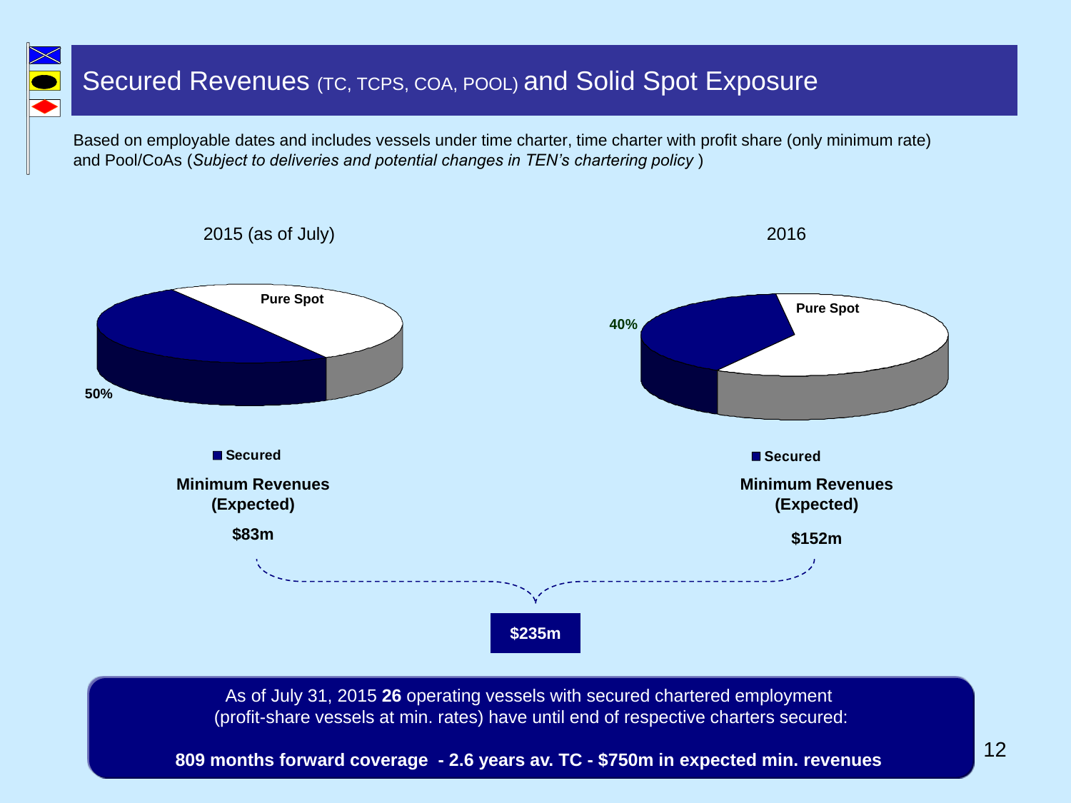# Secured Revenues (TC, TCPS, COA, POOL) and Solid Spot Exposure

Based on employable dates and includes vessels under time charter, time charter with profit share (only minimum rate) and Pool/CoAs (*Subject to deliveries and potential changes in TEN's chartering policy* )

2015 (as of July)

Pure Spot

50%

Secured

**Minimum Revenues (Expected)**

**$83m**

2016

Pure Spot

40%

Secured

**Minimum Revenues (Expected)**

**$152m**

**$235m**

As of July 31, 2015 **26** operating vessels with secured chartered employment (profit-share vessels at min. rates) have until end of respective charters secured:

**809 months forward coverage - 2.6 years av. TC - $750m in expected min. revenues**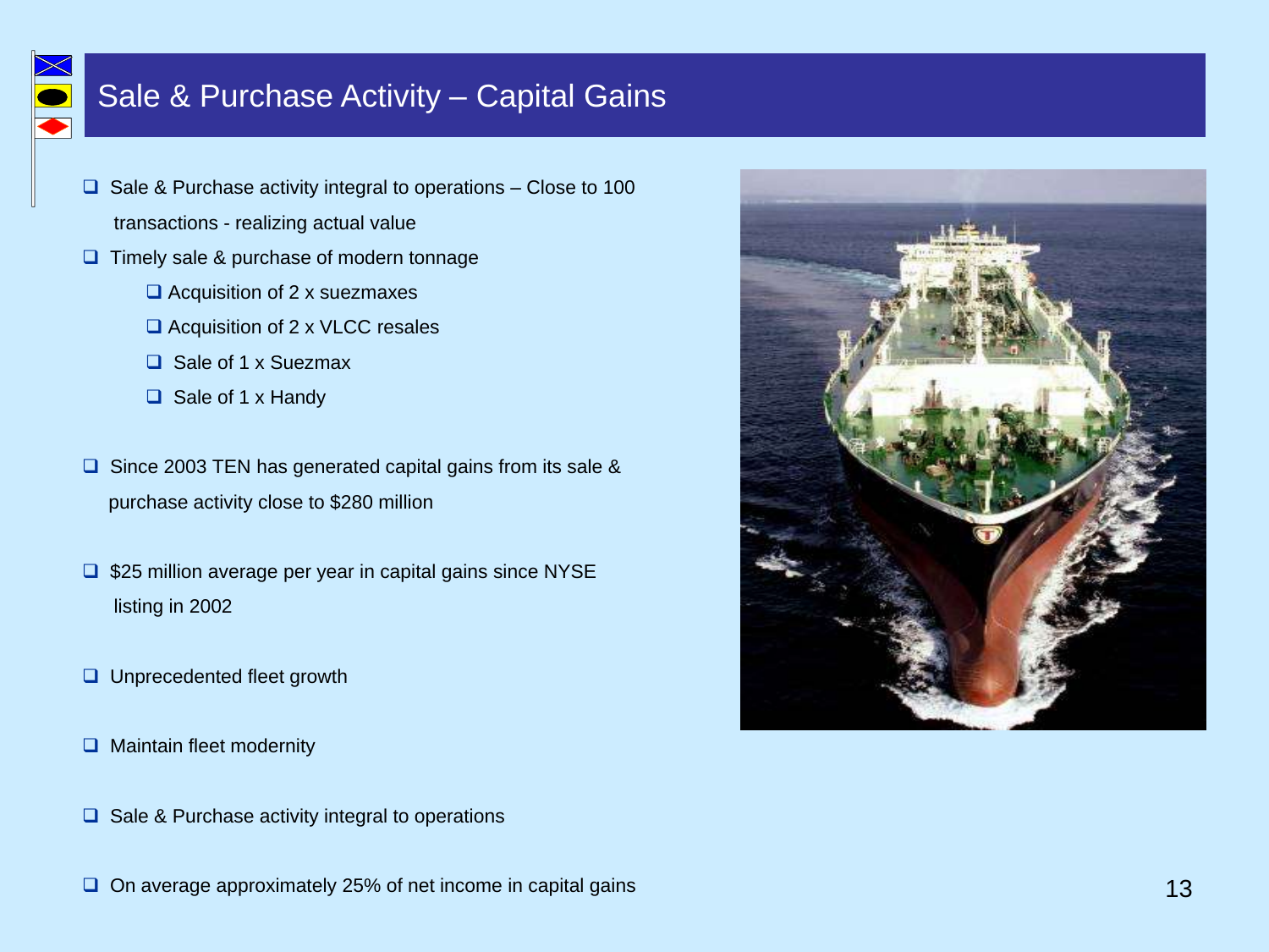# Sale & Purchase Activity – Capital Gains

- Sale & Purchase activity integral to operations – Close to 100 transactions - realizing actual value
- Timely sale & purchase of modern tonnage
  - Acquisition of 2 x suezmaxes
  - Acquisition of 2 x VLCC resales
  - Sale of 1 x Suezmax
  - Sale of 1 x Handy
- Since 2003 TEN has generated capital gains from its sale & purchase activity close to $280 million
- $25 million average per year in capital gains since NYSE listing in 2002
- Unprecedented fleet growth
- Maintain fleet modernity
- Sale & Purchase activity integral to operations
- On average approximately 25% of net income in capital gains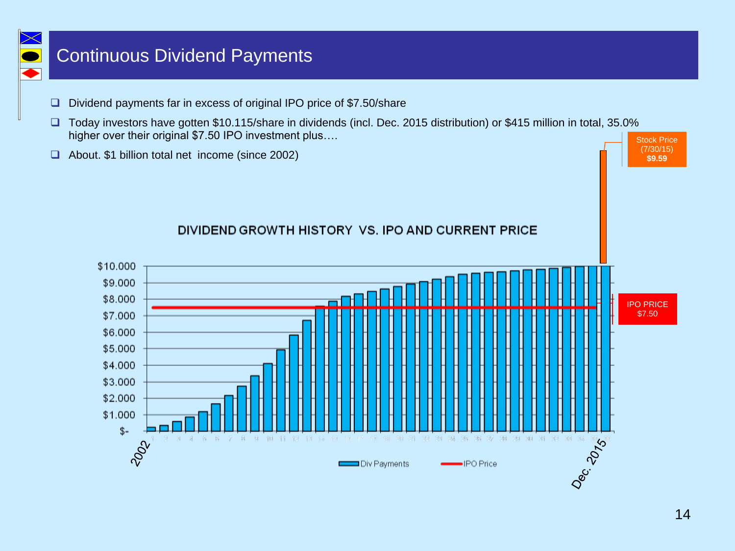# Continuous Dividend Payments

- Dividend payments far in excess of original IPO price of $7.50/share
- Today investors have gotten $10.115/share in dividends (incl. Dec. 2015 distribution) or $415 million in total, 35.0% higher over their original $7.50 IPO investment plus….
- About. $1 billion total net income (since 2002)

Stock Price (7/30/15) **$9.59**

DIVIDEND GROWTH HISTORY VS. IPO AND CURRENT PRICE

$10.000
$9.000
$8.000
$7.000
$6.000
$5.000
$4.000
$3.000
$2.000
$1.000
$-

IPO PRICE $7.50

1 2 3 4 5 6 7 8 9 10 11 12 13 14 15 16 17 18 19 20 21 22 23 24 25 26 27 28 29 30 31 32 33 34 35 36

2002

Dec. 2015

Div Payments

IPO Price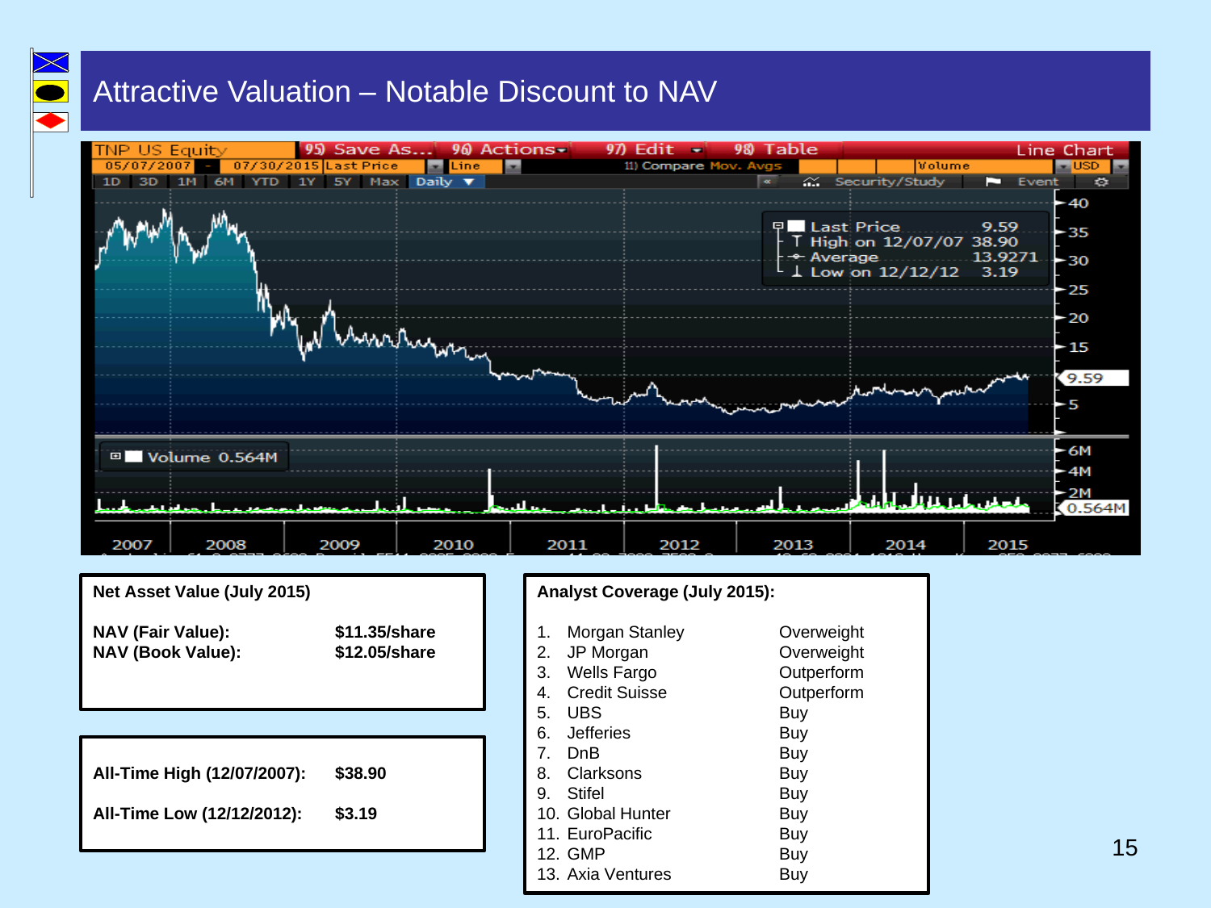# Attractive Valuation – Notable Discount to NAV

TNP US Equity | 95) Save As... | 96) Actions | 97) Edit | 98) Table | Line Chart

05/07/2007 - 07/30/2015 | Last Price | Line | 11) Compare Mov. Avgs | Volume | USD

1D 3D 1M 6M YTD 1Y 5Y Max Daily | Security/Study | Event

Last Price 9.59
High on 12/07/07 38.90
Average 13.9271
Low on 12/12/12 3.19

Volume 0.564M

40 35 30 25 20 15 9.59 5

6M 4M 2M 0.564M

2007 2008 2009 2010 2011 2012 2013 2014 2015

**Net Asset Value (July 2015)**

| | |
|---|---|
| **NAV (Fair Value):** | **$11.35/share** |
| **NAV (Book Value):** | **$12.05/share** |

| | |
|---|---|
| **All-Time High (12/07/2007):** | **$38.90** |
| **All-Time Low (12/12/2012):** | **$3.19** |

**Analyst Coverage (July 2015):**

| | | |
|---|---|---|
| 1. | Morgan Stanley | Overweight |
| 2. | JP Morgan | Overweight |
| 3. | Wells Fargo | Outperform |
| 4. | Credit Suisse | Outperform |
| 5. | UBS | Buy |
| 6. | Jefferies | Buy |
| 7. | DnB | Buy |
| 8. | Clarksons | Buy |
| 9. | Stifel | Buy |
| 10. | Global Hunter | Buy |
| 11. | EuroPacific | Buy |
| 12. | GMP | Buy |
| 13. | Axia Ventures | Buy |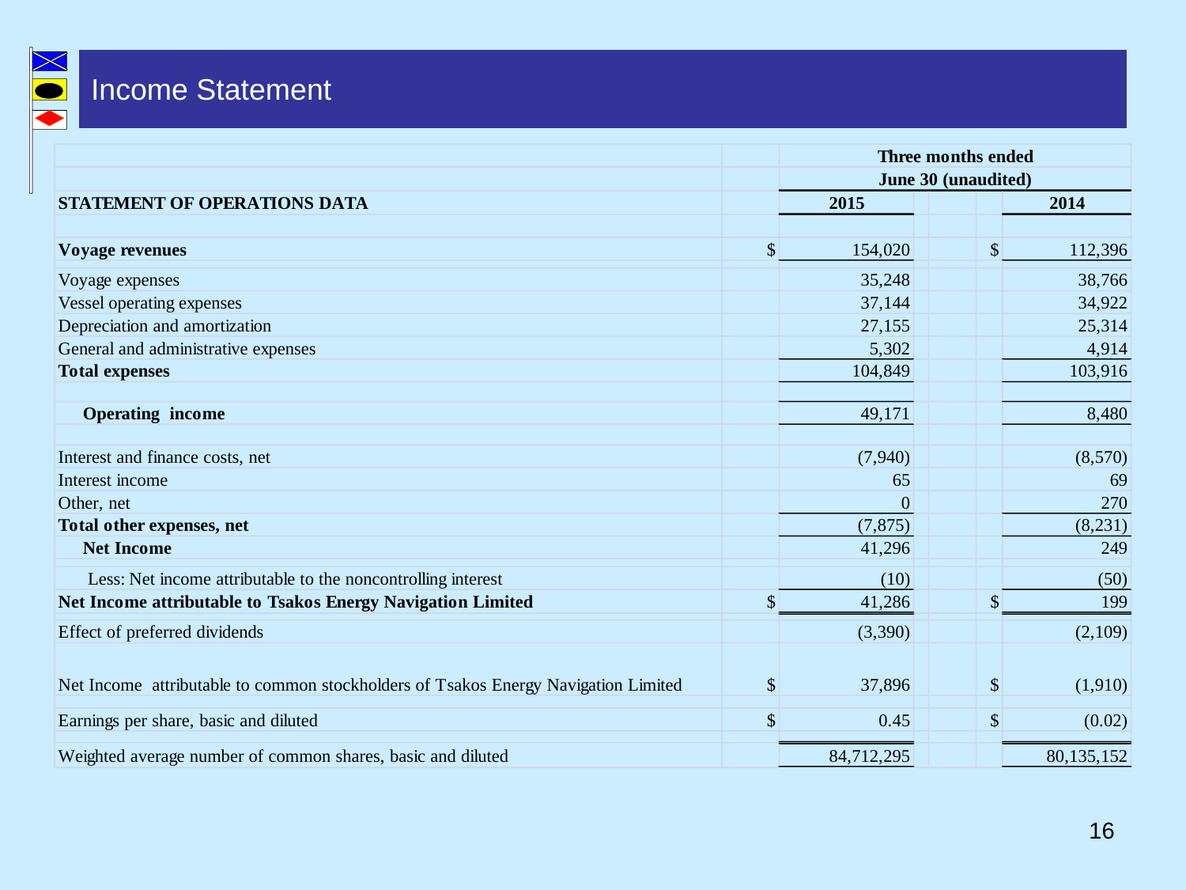# Income Statement

| STATEMENT OF OPERATIONS DATA | Three months ended June 30 (unaudited) 2015 | 2014 |
|---|---|---|
| **Voyage revenues** | $ 154,020 | $ 112,396 |
| Voyage expenses | 35,248 | 38,766 |
| Vessel operating expenses | 37,144 | 34,922 |
| Depreciation and amortization | 27,155 | 25,314 |
| General and administrative expenses | 5,302 | 4,914 |
| **Total expenses** | 104,849 | 103,916 |
| **Operating income** | 49,171 | 8,480 |
| Interest and finance costs, net | (7,940) | (8,570) |
| Interest income | 65 | 69 |
| Other, net | 0 | 270 |
| **Total other expenses, net** | (7,875) | (8,231) |
| **Net Income** | 41,296 | 249 |
| Less: Net income attributable to the noncontrolling interest | (10) | (50) |
| **Net Income attributable to Tsakos Energy Navigation Limited** | $ 41,286 | $ 199 |
| Effect of preferred dividends | (3,390) | (2,109) |
| Net Income attributable to common stockholders of Tsakos Energy Navigation Limited | $ 37,896 | $ (1,910) |
| Earnings per share, basic and diluted | $ 0.45 | $ (0.02) |
| Weighted average number of common shares, basic and diluted | 84,712,295 | 80,135,152 |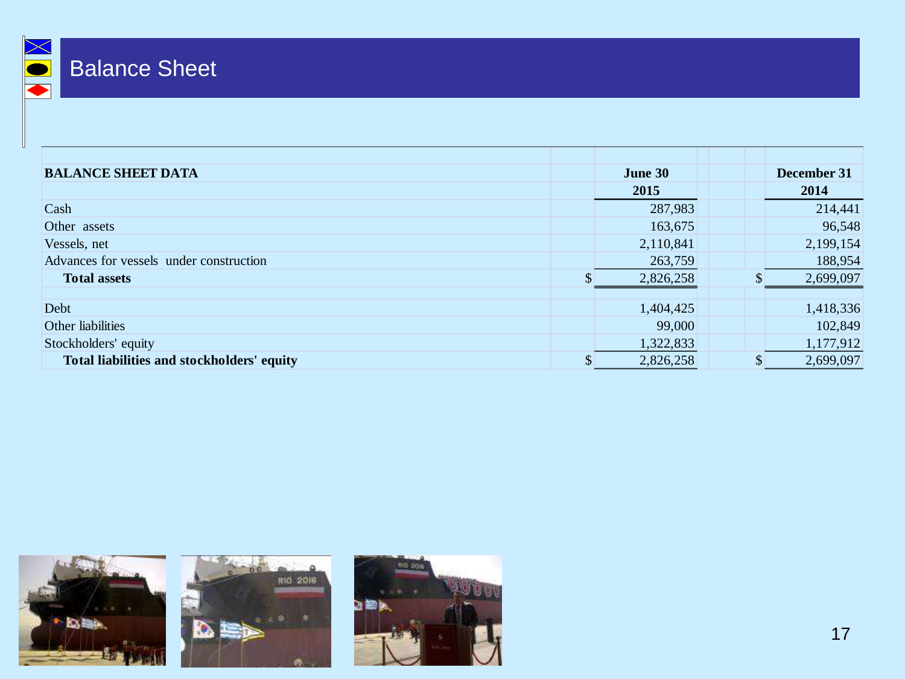# Balance Sheet

| BALANCE SHEET DATA | June 30 2015 | December 31 2014 |
|---|---|---|
| Cash | 287,983 | 214,441 |
| Other assets | 163,675 | 96,548 |
| Vessels, net | 2,110,841 | 2,199,154 |
| Advances for vessels under construction | 263,759 | 188,954 |
| **Total assets** | $ 2,826,258 | $ 2,699,097 |
| | | |
| Debt | 1,404,425 | 1,418,336 |
| Other liabilities | 99,000 | 102,849 |
| Stockholders' equity | 1,322,833 | 1,177,912 |
| **Total liabilities and stockholders' equity** | $ 2,826,258 | $ 2,699,097 |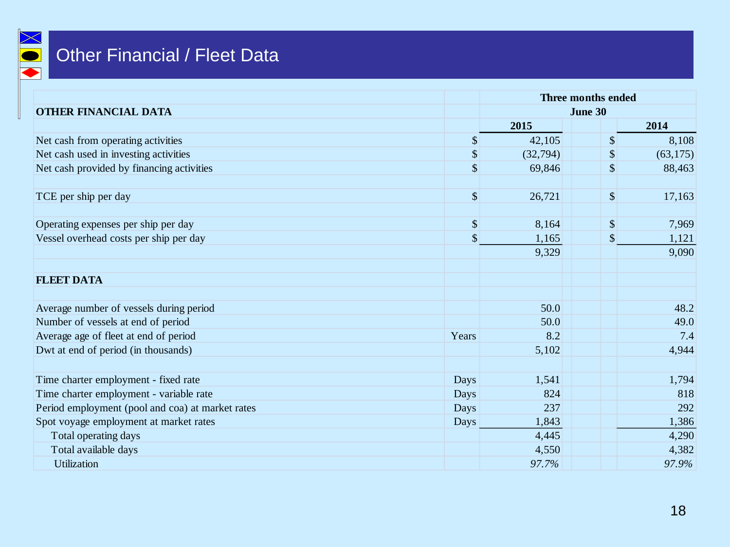# Other Financial / Fleet Data

| | | Three months ended June 30 | | |
|---|---|---|---|---|
| **OTHER FINANCIAL DATA** | | **2015** | | **2014** |
| Net cash from operating activities | $ | 42,105 | $ | 8,108 |
| Net cash used in investing activities | $ | (32,794) | $ | (63,175) |
| Net cash provided by financing activities | $ | 69,846 | $ | 88,463 |
| | | | | |
| TCE per ship per day | $ | 26,721 | $ | 17,163 |
| | | | | |
| Operating expenses per ship per day | $ | 8,164 | $ | 7,969 |
| Vessel overhead costs per ship per day | $ | 1,165 | $ | 1,121 |
| | | 9,329 | | 9,090 |
| | | | | |
| **FLEET DATA** | | | | |
| | | | | |
| Average number of vessels during period | | 50.0 | | 48.2 |
| Number of vessels at end of period | | 50.0 | | 49.0 |
| Average age of fleet at end of period | Years | 8.2 | | 7.4 |
| Dwt at end of period (in thousands) | | 5,102 | | 4,944 |
| | | | | |
| Time charter employment - fixed rate | Days | 1,541 | | 1,794 |
| Time charter employment - variable rate | Days | 824 | | 818 |
| Period employment (pool and coa) at market rates | Days | 237 | | 292 |
| Spot voyage employment at market rates | Days | 1,843 | | 1,386 |
| Total operating days | | 4,445 | | 4,290 |
| Total available days | | 4,550 | | 4,382 |
| Utilization | | *97.7%* | | *97.9%* |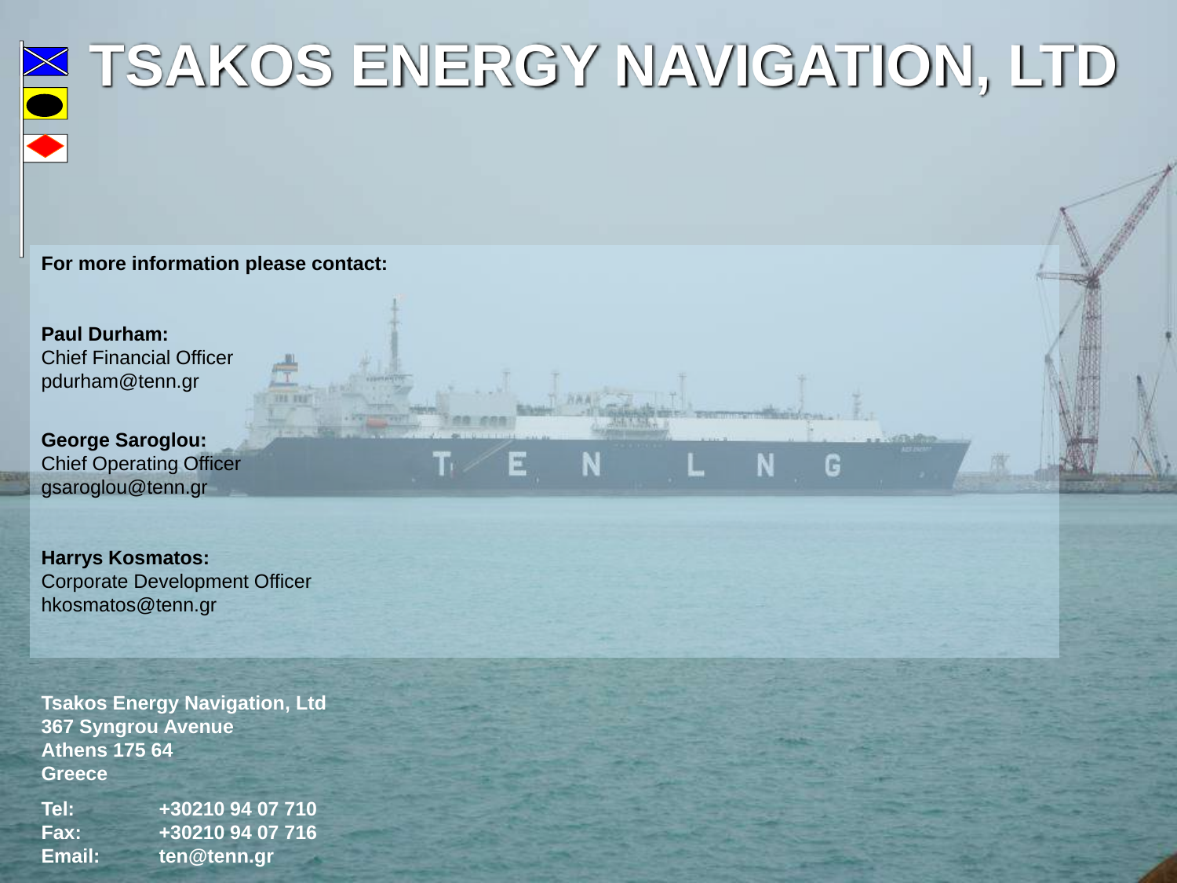# TSAKOS ENERGY NAVIGATION, LTD

**For more information please contact:**

**Paul Durham:**
Chief Financial Officer
pdurham@tenn.gr

**George Saroglou:**
Chief Operating Officer
gsaroglou@tenn.gr

**Harrys Kosmatos:**
Corporate Development Officer
hkosmatos@tenn.gr

**Tsakos Energy Navigation, Ltd**
**367 Syngrou Avenue**
**Athens 175 64**
**Greece**

| | |
|---|---|
| **Tel:** | **+30210 94 07 710** |
| **Fax:** | **+30210 94 07 716** |
| **Email:** | **ten@tenn.gr** |